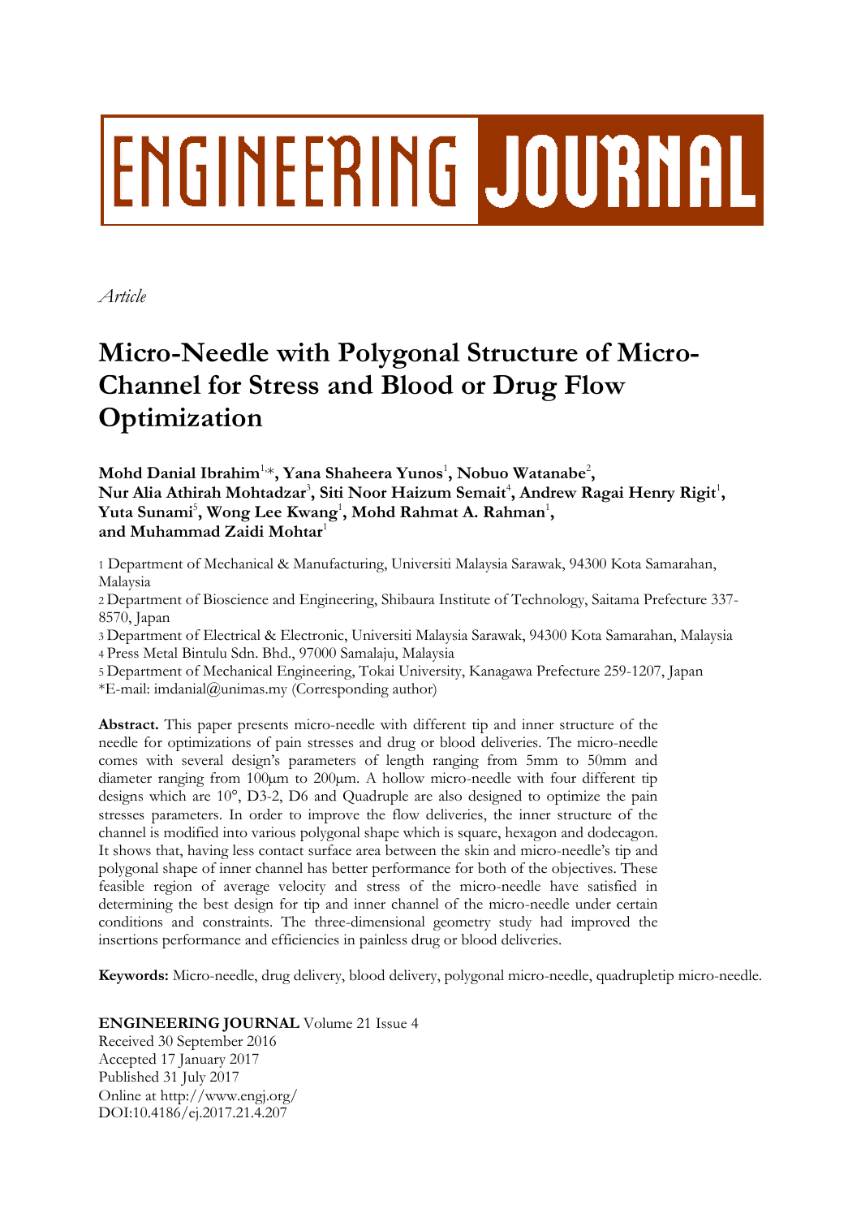# ENGINEERING JOURNAL

*Article*

# Micro-Needle with Polygonal Structure of Micro-Channel for Stress and Blood or Drug Flow Optimization

**Mohd Danial Ibrahim**[1,*]**, Yana Shaheera Yunos**[1]**, Nobuo Watanabe**[2]**, Nur Alia Athirah Mohtadzar**[3]**, Siti Noor Haizum Semait**[4]**, Andrew Ragai Henry Rigit**[1]**, Yuta Sunami**[5]**, Wong Lee Kwang**[1]**, Mohd Rahmat A. Rahman**[1]**, and Muhammad Zaidi Mohtar**[1]

1 Department of Mechanical & Manufacturing, Universiti Malaysia Sarawak, 94300 Kota Samarahan, Malaysia

2 Department of Bioscience and Engineering, Shibaura Institute of Technology, Saitama Prefecture 337-8570, Japan

3 Department of Electrical & Electronic, Universiti Malaysia Sarawak, 94300 Kota Samarahan, Malaysia

4 Press Metal Bintulu Sdn. Bhd., 97000 Samalaju, Malaysia

5 Department of Mechanical Engineering, Tokai University, Kanagawa Prefecture 259-1207, Japan

*E-mail: imdanial@unimas.my (Corresponding author)

**Abstract.** This paper presents micro-needle with different tip and inner structure of the needle for optimizations of pain stresses and drug or blood deliveries. The micro-needle comes with several design's parameters of length ranging from 5mm to 50mm and diameter ranging from 100μm to 200μm. A hollow micro-needle with four different tip designs which are 10°, D3-2, D6 and Quadruple are also designed to optimize the pain stresses parameters. In order to improve the flow deliveries, the inner structure of the channel is modified into various polygonal shape which is square, hexagon and dodecagon. It shows that, having less contact surface area between the skin and micro-needle's tip and polygonal shape of inner channel has better performance for both of the objectives. These feasible region of average velocity and stress of the micro-needle have satisfied in determining the best design for tip and inner channel of the micro-needle under certain conditions and constraints. The three-dimensional geometry study had improved the insertions performance and efficiencies in painless drug or blood deliveries.

**Keywords:** Micro-needle, drug delivery, blood delivery, polygonal micro-needle, quadrupletip micro-needle.

**ENGINEERING JOURNAL** Volume 21 Issue 4
Received 30 September 2016
Accepted 17 January 2017
Published 31 July 2017
Online at http://www.engj.org/
DOI:10.4186/ej.2017.21.4.207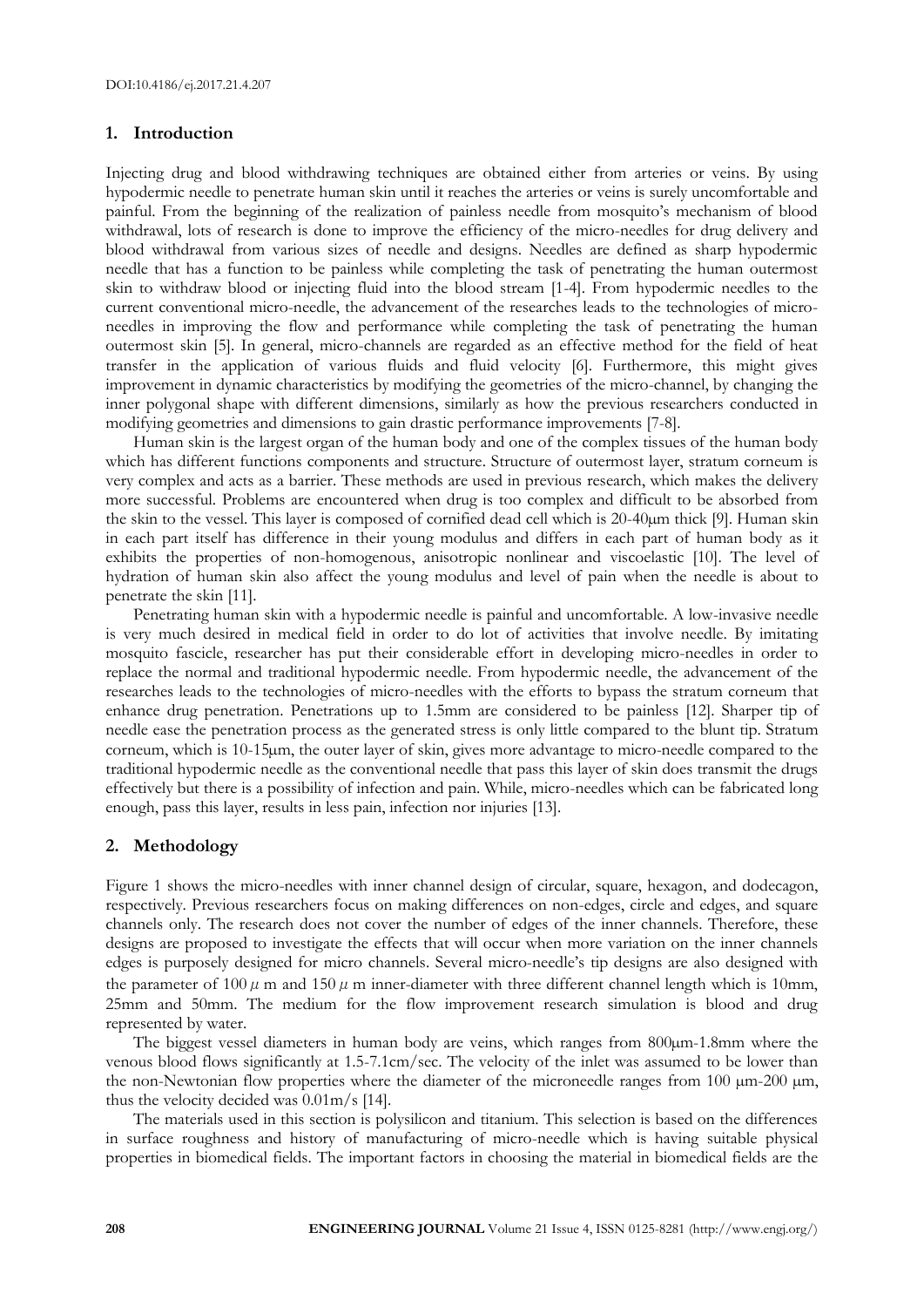## 1. Introduction

Injecting drug and blood withdrawing techniques are obtained either from arteries or veins. By using hypodermic needle to penetrate human skin until it reaches the arteries or veins is surely uncomfortable and painful. From the beginning of the realization of painless needle from mosquito's mechanism of blood withdrawal, lots of research is done to improve the efficiency of the micro-needles for drug delivery and blood withdrawal from various sizes of needle and designs. Needles are defined as sharp hypodermic needle that has a function to be painless while completing the task of penetrating the human outermost skin to withdraw blood or injecting fluid into the blood stream [1-4]. From hypodermic needles to the current conventional micro-needle, the advancement of the researches leads to the technologies of micro-needles in improving the flow and performance while completing the task of penetrating the human outermost skin [5]. In general, micro-channels are regarded as an effective method for the field of heat transfer in the application of various fluids and fluid velocity [6]. Furthermore, this might gives improvement in dynamic characteristics by modifying the geometries of the micro-channel, by changing the inner polygonal shape with different dimensions, similarly as how the previous researchers conducted in modifying geometries and dimensions to gain drastic performance improvements [7-8].

Human skin is the largest organ of the human body and one of the complex tissues of the human body which has different functions components and structure. Structure of outermost layer, stratum corneum is very complex and acts as a barrier. These methods are used in previous research, which makes the delivery more successful. Problems are encountered when drug is too complex and difficult to be absorbed from the skin to the vessel. This layer is composed of cornified dead cell which is 20-40μm thick [9]. Human skin in each part itself has difference in their young modulus and differs in each part of human body as it exhibits the properties of non-homogenous, anisotropic nonlinear and viscoelastic [10]. The level of hydration of human skin also affect the young modulus and level of pain when the needle is about to penetrate the skin [11].

Penetrating human skin with a hypodermic needle is painful and uncomfortable. A low-invasive needle is very much desired in medical field in order to do lot of activities that involve needle. By imitating mosquito fascicle, researcher has put their considerable effort in developing micro-needles in order to replace the normal and traditional hypodermic needle. From hypodermic needle, the advancement of the researches leads to the technologies of micro-needles with the efforts to bypass the stratum corneum that enhance drug penetration. Penetrations up to 1.5mm are considered to be painless [12]. Sharper tip of needle ease the penetration process as the generated stress is only little compared to the blunt tip. Stratum corneum, which is 10-15μm, the outer layer of skin, gives more advantage to micro-needle compared to the traditional hypodermic needle as the conventional needle that pass this layer of skin does transmit the drugs effectively but there is a possibility of infection and pain. While, micro-needles which can be fabricated long enough, pass this layer, results in less pain, infection nor injuries [13].

## 2. Methodology

Figure 1 shows the micro-needles with inner channel design of circular, square, hexagon, and dodecagon, respectively. Previous researchers focus on making differences on non-edges, circle and edges, and square channels only. The research does not cover the number of edges of the inner channels. Therefore, these designs are proposed to investigate the effects that will occur when more variation on the inner channels edges is purposely designed for micro channels. Several micro-needle's tip designs are also designed with the parameter of 100 $\mu$ m and 150 $\mu$ m inner-diameter with three different channel length which is 10mm, 25mm and 50mm. The medium for the flow improvement research simulation is blood and drug represented by water.

The biggest vessel diameters in human body are veins, which ranges from 800μm-1.8mm where the venous blood flows significantly at 1.5-7.1cm/sec. The velocity of the inlet was assumed to be lower than the non-Newtonian flow properties where the diameter of the microneedle ranges from 100 μm-200 μm, thus the velocity decided was 0.01m/s [14].

The materials used in this section is polysilicon and titanium. This selection is based on the differences in surface roughness and history of manufacturing of micro-needle which is having suitable physical properties in biomedical fields. The important factors in choosing the material in biomedical fields are the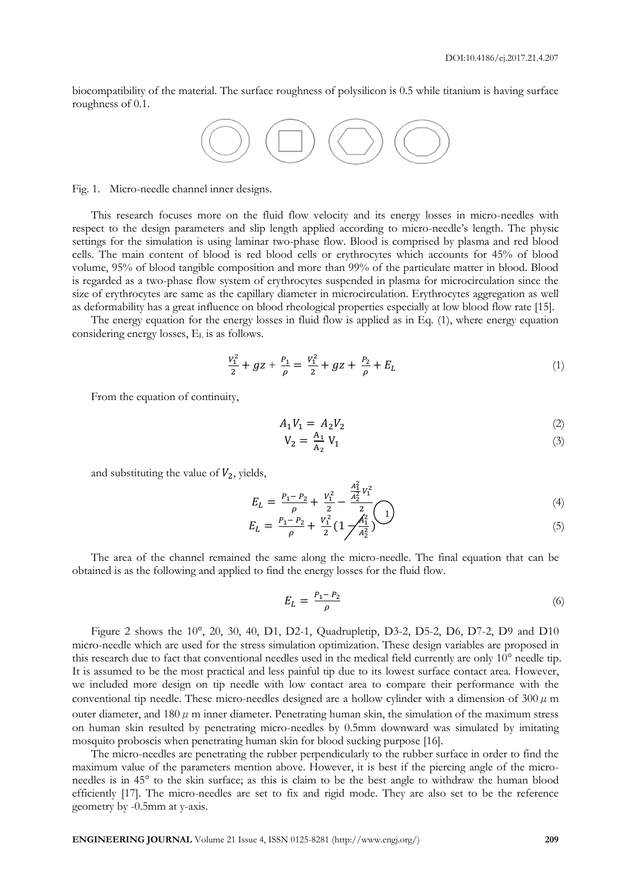biocompatibility of the material. The surface roughness of polysilicon is 0.5 while titanium is having surface roughness of 0.1.

Fig. 1. Micro-needle channel inner designs.

This research focuses more on the fluid flow velocity and its energy losses in micro-needles with respect to the design parameters and slip length applied according to micro-needle's length. The physic settings for the simulation is using laminar two-phase flow. Blood is comprised by plasma and red blood cells. The main content of blood is red blood cells or erythrocytes which accounts for 45% of blood volume, 95% of blood tangible composition and more than 99% of the particulate matter in blood. Blood is regarded as a two-phase flow system of erythrocytes suspended in plasma for microcirculation since the size of erythrocytes are same as the capillary diameter in microcirculation. Erythrocytes aggregation as well as deformability has a great influence on blood rheological properties especially at low blood flow rate [15].

The energy equation for the energy losses in fluid flow is applied as in Eq. (1), where energy equation considering energy losses, $E_L$ is as follows.

$$\frac{V_1^2}{2} + gz + \frac{P_1}{\rho} = \frac{V_1^2}{2} + gz + \frac{P_2}{\rho} + E_L \tag{1}$$

From the equation of continuity,

$$A_1 V_1 = A_2 V_2 \tag{2}$$

$$V_2 = \frac{A_1}{A_2} V_1 \tag{3}$$

and substituting the value of $V_2$, yields,

$$E_L = \frac{P_1 - P_2}{\rho} + \frac{V_1^2}{2} - \frac{\frac{A_1^2}{A_2^2} V_1^2}{2} \tag{4}$$

$$E_L = \frac{P_1 - P_2}{\rho} + \frac{V_1^2}{2}\left(1 - \frac{A_1^2}{A_2^2}\right) \tag{5}$$

The area of the channel remained the same along the micro-needle. The final equation that can be obtained is as the following and applied to find the energy losses for the fluid flow.

$$E_L = \frac{P_1 - P_2}{\rho} \tag{6}$$

Figure 2 shows the 10°, 20, 30, 40, D1, D2-1, Quadrupletip, D3-2, D5-2, D6, D7-2, D9 and D10 micro-needle which are used for the stress simulation optimization. These design variables are proposed in this research due to fact that conventional needles used in the medical field currently are only 10° needle tip. It is assumed to be the most practical and less painful tip due to its lowest surface contact area. However, we included more design on tip needle with low contact area to compare their performance with the conventional tip needle. These micro-needles designed are a hollow cylinder with a dimension of 300 $\mu$ m outer diameter, and 180 $\mu$ m inner diameter. Penetrating human skin, the simulation of the maximum stress on human skin resulted by penetrating micro-needles by 0.5mm downward was simulated by imitating mosquito proboscis when penetrating human skin for blood sucking purpose [16].

The micro-needles are penetrating the rubber perpendicularly to the rubber surface in order to find the maximum value of the parameters mention above. However, it is best if the piercing angle of the micro-needles is in 45° to the skin surface; as this is claim to be the best angle to withdraw the human blood efficiently [17]. The micro-needles are set to fix and rigid mode. They are also set to be the reference geometry by -0.5mm at y-axis.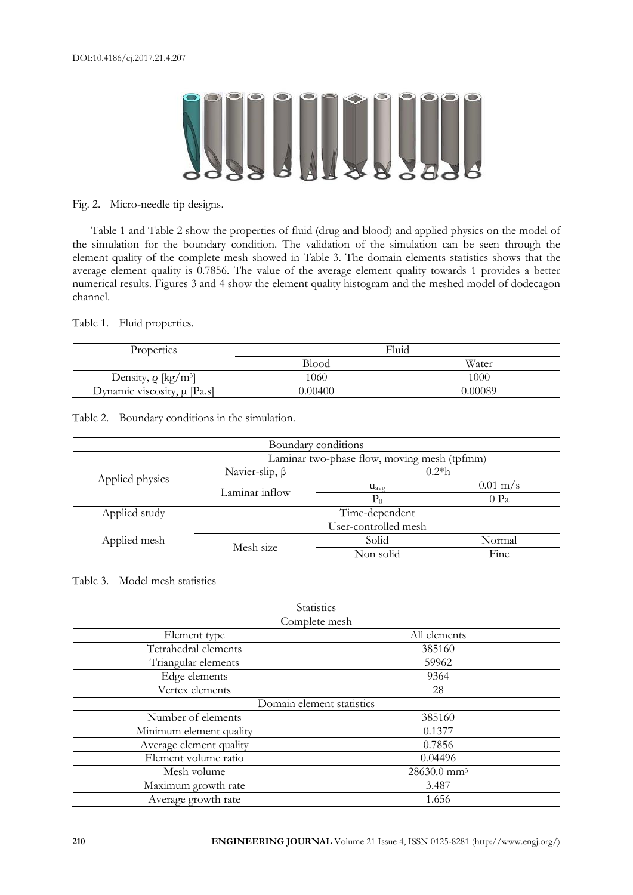Fig. 2. Micro-needle tip designs.

Table 1 and Table 2 show the properties of fluid (drug and blood) and applied physics on the model of the simulation for the boundary condition. The validation of the simulation can be seen through the element quality of the complete mesh showed in Table 3. The domain elements statistics shows that the average element quality is 0.7856. The value of the average element quality towards 1 provides a better numerical results. Figures 3 and 4 show the element quality histogram and the meshed model of dodecagon channel.

Table 1. Fluid properties.

| Properties | Fluid | |
|---|---|---|
| | Blood | Water |
| Density, $\varrho$ [kg/m$^3$] | 1060 | 1000 |
| Dynamic viscosity, $\mu$ [Pa.s] | 0.00400 | 0.00089 |

Table 2. Boundary conditions in the simulation.

| Boundary conditions | | | |
|---|---|---|---|
| Applied physics | Laminar two-phase flow, moving mesh (tpfmm) | | |
| | Navier-slip, $\beta$ | 0.2*h | |
| | Laminar inflow | $u_{avg}$ | 0.01 m/s |
| | | $P_0$ | 0 Pa |
| Applied study | Time-dependent | | |
| Applied mesh | User-controlled mesh | | |
| | Mesh size | Solid | Normal |
| | | Non solid | Fine |

Table 3. Model mesh statistics

| Statistics | |
|---|---|
| Complete mesh | |
| Element type | All elements |
| Tetrahedral elements | 385160 |
| Triangular elements | 59962 |
| Edge elements | 9364 |
| Vertex elements | 28 |
| Domain element statistics | |
| Number of elements | 385160 |
| Minimum element quality | 0.1377 |
| Average element quality | 0.7856 |
| Element volume ratio | 0.04496 |
| Mesh volume | 28630.0 mm$^3$ |
| Maximum growth rate | 3.487 |
| Average growth rate | 1.656 |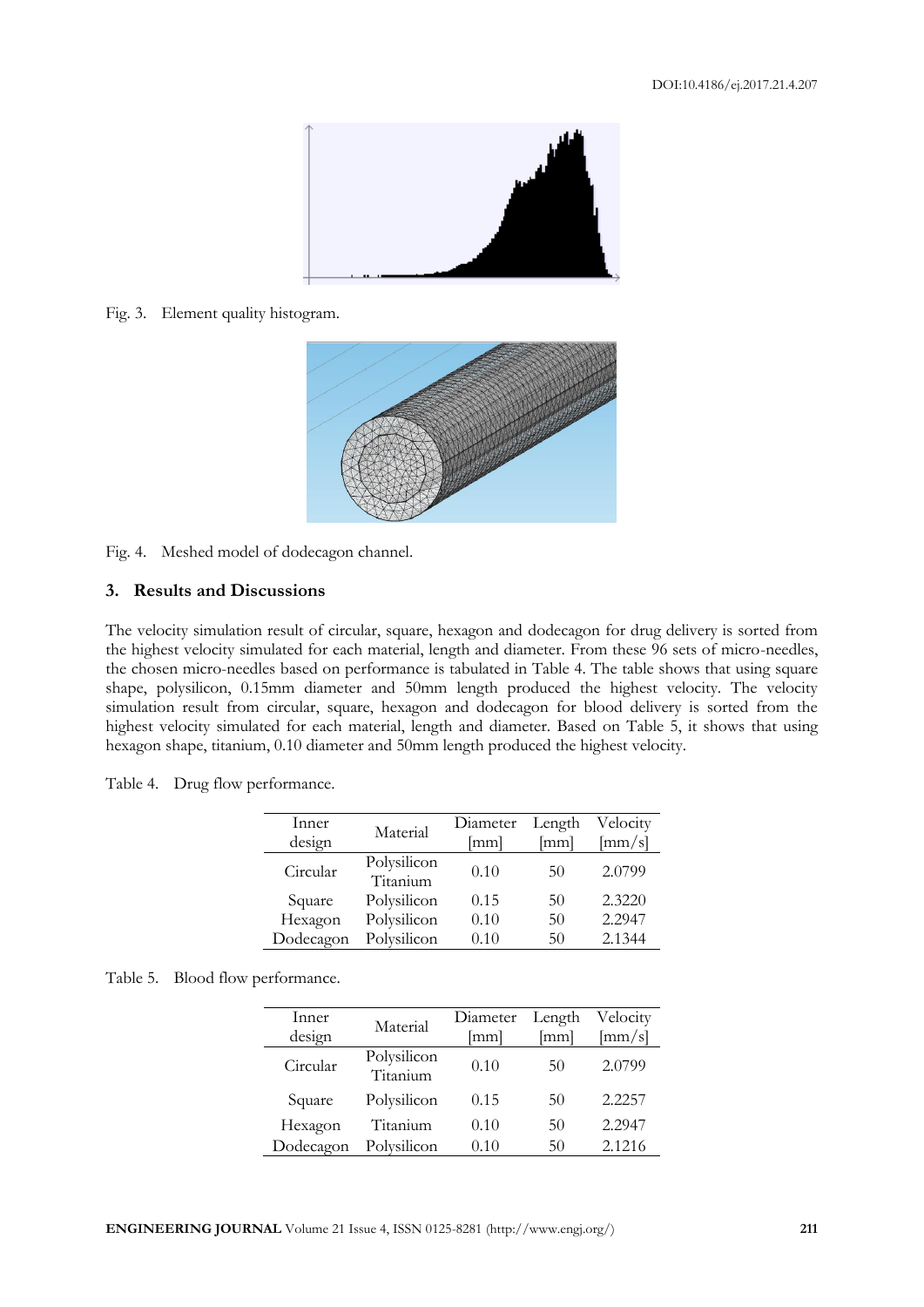Fig. 3. Element quality histogram.

Fig. 4. Meshed model of dodecagon channel.

## 3. Results and Discussions

The velocity simulation result of circular, square, hexagon and dodecagon for drug delivery is sorted from the highest velocity simulated for each material, length and diameter. From these 96 sets of micro-needles, the chosen micro-needles based on performance is tabulated in Table 4. The table shows that using square shape, polysilicon, 0.15mm diameter and 50mm length produced the highest velocity. The velocity simulation result from circular, square, hexagon and dodecagon for blood delivery is sorted from the highest velocity simulated for each material, length and diameter. Based on Table 5, it shows that using hexagon shape, titanium, 0.10 diameter and 50mm length produced the highest velocity.

Table 4. Drug flow performance.

| Inner design | Material | Diameter [mm] | Length [mm] | Velocity [mm/s] |
|---|---|---|---|---|
| Circular | Polysilicon Titanium | 0.10 | 50 | 2.0799 |
| Square | Polysilicon | 0.15 | 50 | 2.3220 |
| Hexagon | Polysilicon | 0.10 | 50 | 2.2947 |
| Dodecagon | Polysilicon | 0.10 | 50 | 2.1344 |

Table 5. Blood flow performance.

| Inner design | Material | Diameter [mm] | Length [mm] | Velocity [mm/s] |
|---|---|---|---|---|
| Circular | Polysilicon Titanium | 0.10 | 50 | 2.0799 |
| Square | Polysilicon | 0.15 | 50 | 2.2257 |
| Hexagon | Titanium | 0.10 | 50 | 2.2947 |
| Dodecagon | Polysilicon | 0.10 | 50 | 2.1216 |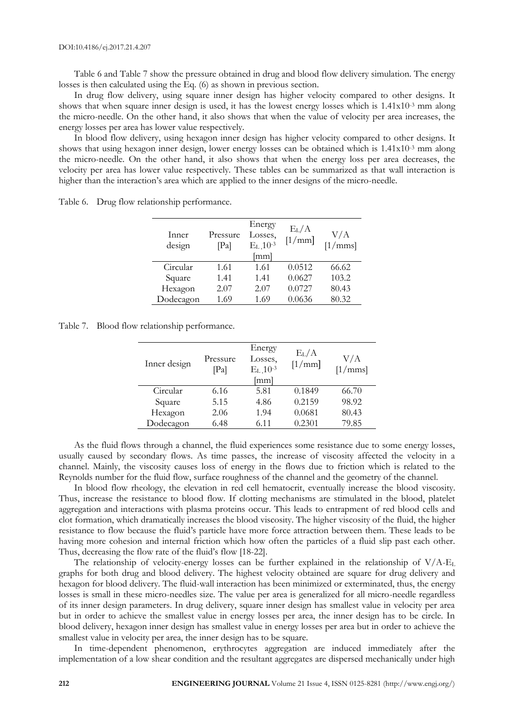Table 6 and Table 7 show the pressure obtained in drug and blood flow delivery simulation. The energy losses is then calculated using the Eq. (6) as shown in previous section.

In drug flow delivery, using square inner design has higher velocity compared to other designs. It shows that when square inner design is used, it has the lowest energy losses which is $1.41 \times 10^{-3}$ mm along the micro-needle. On the other hand, it also shows that when the value of velocity per area increases, the energy losses per area has lower value respectively.

In blood flow delivery, using hexagon inner design has higher velocity compared to other designs. It shows that using hexagon inner design, lower energy losses can be obtained which is $1.41 \times 10^{-3}$ mm along the micro-needle. On the other hand, it also shows that when the energy loss per area decreases, the velocity per area has lower value respectively. These tables can be summarized as that wall interaction is higher than the interaction's area which are applied to the inner designs of the micro-needle.

Table 6. Drug flow relationship performance.

| Inner design | Pressure [Pa] | Energy Losses, $E_L$,$10^{-3}$ [mm] | $E_L/A$ [1/mm] | V/A [1/mms] |
|---|---|---|---|---|
| Circular | 1.61 | 1.61 | 0.0512 | 66.62 |
| Square | 1.41 | 1.41 | 0.0627 | 103.2 |
| Hexagon | 2.07 | 2.07 | 0.0727 | 80.43 |
| Dodecagon | 1.69 | 1.69 | 0.0636 | 80.32 |

Table 7. Blood flow relationship performance.

| Inner design | Pressure [Pa] | Energy Losses, $E_L$,$10^{-3}$ [mm] | $E_L/A$ [1/mm] | V/A [1/mms] |
|---|---|---|---|---|
| Circular | 6.16 | 5.81 | 0.1849 | 66.70 |
| Square | 5.15 | 4.86 | 0.2159 | 98.92 |
| Hexagon | 2.06 | 1.94 | 0.0681 | 80.43 |
| Dodecagon | 6.48 | 6.11 | 0.2301 | 79.85 |

As the fluid flows through a channel, the fluid experiences some resistance due to some energy losses, usually caused by secondary flows. As time passes, the increase of viscosity affected the velocity in a channel. Mainly, the viscosity causes loss of energy in the flows due to friction which is related to the Reynolds number for the fluid flow, surface roughness of the channel and the geometry of the channel.

In blood flow rheology, the elevation in red cell hematocrit, eventually increase the blood viscosity. Thus, increase the resistance to blood flow. If clotting mechanisms are stimulated in the blood, platelet aggregation and interactions with plasma proteins occur. This leads to entrapment of red blood cells and clot formation, which dramatically increases the blood viscosity. The higher viscosity of the fluid, the higher resistance to flow because the fluid's particle have more force attraction between them. These leads to be having more cohesion and internal friction which how often the particles of a fluid slip past each other. Thus, decreasing the flow rate of the fluid's flow [18-22].

The relationship of velocity-energy losses can be further explained in the relationship of V/A-$E_L$ graphs for both drug and blood delivery. The highest velocity obtained are square for drug delivery and hexagon for blood delivery. The fluid-wall interaction has been minimized or exterminated, thus, the energy losses is small in these micro-needles size. The value per area is generalized for all micro-needle regardless of its inner design parameters. In drug delivery, square inner design has smallest value in velocity per area but in order to achieve the smallest value in energy losses per area, the inner design has to be circle. In blood delivery, hexagon inner design has smallest value in energy losses per area but in order to achieve the smallest value in velocity per area, the inner design has to be square.

In time-dependent phenomenon, erythrocytes aggregation are induced immediately after the implementation of a low shear condition and the resultant aggregates are dispersed mechanically under high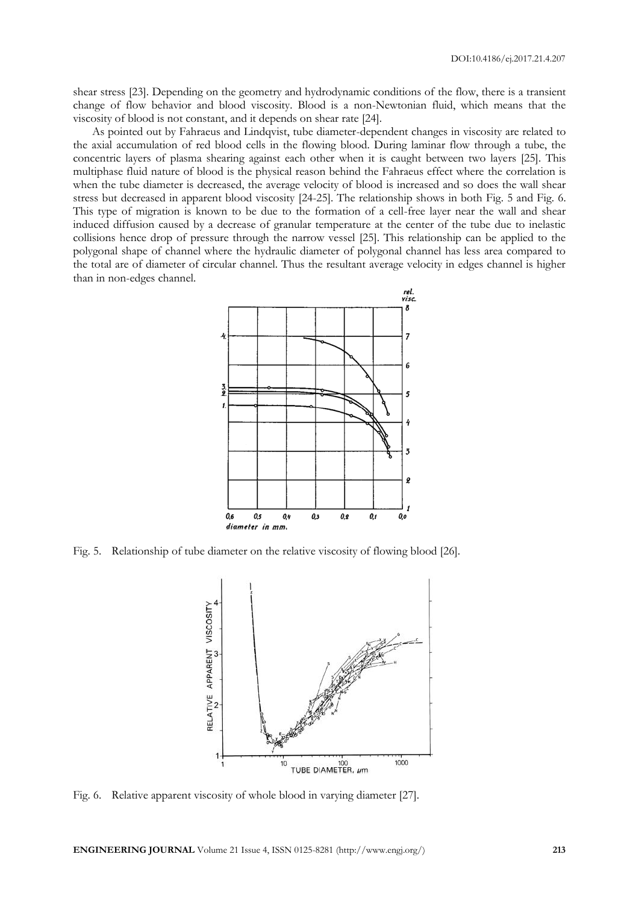shear stress [23]. Depending on the geometry and hydrodynamic conditions of the flow, there is a transient change of flow behavior and blood viscosity. Blood is a non-Newtonian fluid, which means that the viscosity of blood is not constant, and it depends on shear rate [24].

As pointed out by Fahraeus and Lindqvist, tube diameter-dependent changes in viscosity are related to the axial accumulation of red blood cells in the flowing blood. During laminar flow through a tube, the concentric layers of plasma shearing against each other when it is caught between two layers [25]. This multiphase fluid nature of blood is the physical reason behind the Fahraeus effect where the correlation is when the tube diameter is decreased, the average velocity of blood is increased and so does the wall shear stress but decreased in apparent blood viscosity [24-25]. The relationship shows in both Fig. 5 and Fig. 6. This type of migration is known to be due to the formation of a cell-free layer near the wall and shear induced diffusion caused by a decrease of granular temperature at the center of the tube due to inelastic collisions hence drop of pressure through the narrow vessel [25]. This relationship can be applied to the polygonal shape of channel where the hydraulic diameter of polygonal channel has less area compared to the total are of diameter of circular channel. Thus the resultant average velocity in edges channel is higher than in non-edges channel.

Fig. 5. Relationship of tube diameter on the relative viscosity of flowing blood [26].

Fig. 6. Relative apparent viscosity of whole blood in varying diameter [27].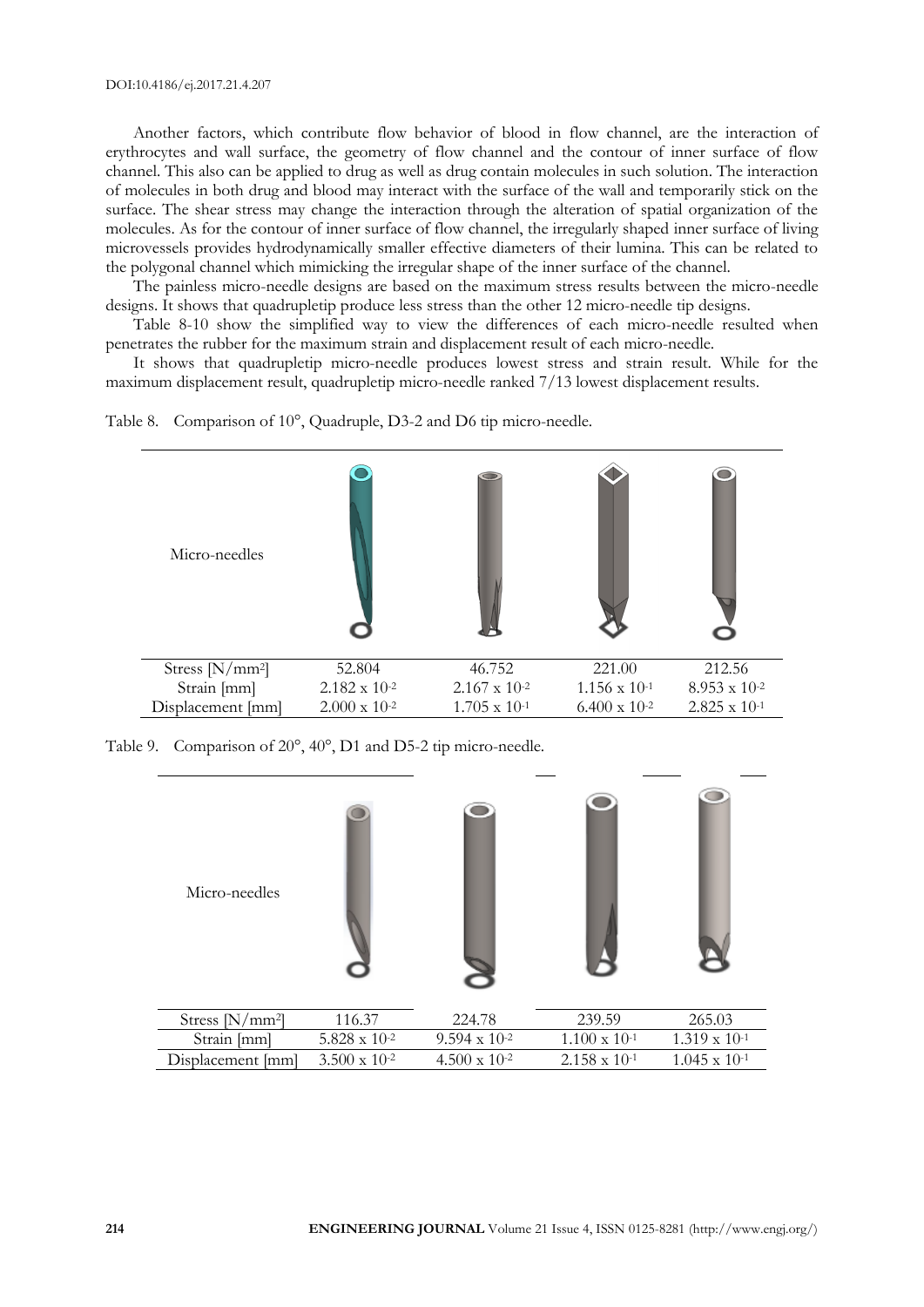Another factors, which contribute flow behavior of blood in flow channel, are the interaction of erythrocytes and wall surface, the geometry of flow channel and the contour of inner surface of flow channel. This also can be applied to drug as well as drug contain molecules in such solution. The interaction of molecules in both drug and blood may interact with the surface of the wall and temporarily stick on the surface. The shear stress may change the interaction through the alteration of spatial organization of the molecules. As for the contour of inner surface of flow channel, the irregularly shaped inner surface of living microvessels provides hydrodynamically smaller effective diameters of their lumina. This can be related to the polygonal channel which mimicking the irregular shape of the inner surface of the channel.

The painless micro-needle designs are based on the maximum stress results between the micro-needle designs. It shows that quadrupletip produce less stress than the other 12 micro-needle tip designs.

Table 8-10 show the simplified way to view the differences of each micro-needle resulted when penetrates the rubber for the maximum strain and displacement result of each micro-needle.

It shows that quadrupletip micro-needle produces lowest stress and strain result. While for the maximum displacement result, quadrupletip micro-needle ranked 7/13 lowest displacement results.

Table 8. Comparison of 10°, Quadruple, D3-2 and D6 tip micro-needle.

| Micro-needles | | | | |
|---|---|---|---|---|
| Stress [N/mm$^2$] | 52.804 | 46.752 | 221.00 | 212.56 |
| Strain [mm] | $2.182 \times 10^{-2}$ | $2.167 \times 10^{-2}$ | $1.156 \times 10^{-1}$ | $8.953 \times 10^{-2}$ |
| Displacement [mm] | $2.000 \times 10^{-2}$ | $1.705 \times 10^{-1}$ | $6.400 \times 10^{-2}$ | $2.825 \times 10^{-1}$ |

Table 9. Comparison of 20°, 40°, D1 and D5-2 tip micro-needle.

| Micro-needles | | | | |
|---|---|---|---|---|
| Stress [N/mm$^2$] | 116.37 | 224.78 | 239.59 | 265.03 |
| Strain [mm] | $5.828 \times 10^{-2}$ | $9.594 \times 10^{-2}$ | $1.100 \times 10^{-1}$ | $1.319 \times 10^{-1}$ |
| Displacement [mm] | $3.500 \times 10^{-2}$ | $4.500 \times 10^{-2}$ | $2.158 \times 10^{-1}$ | $1.045 \times 10^{-1}$ |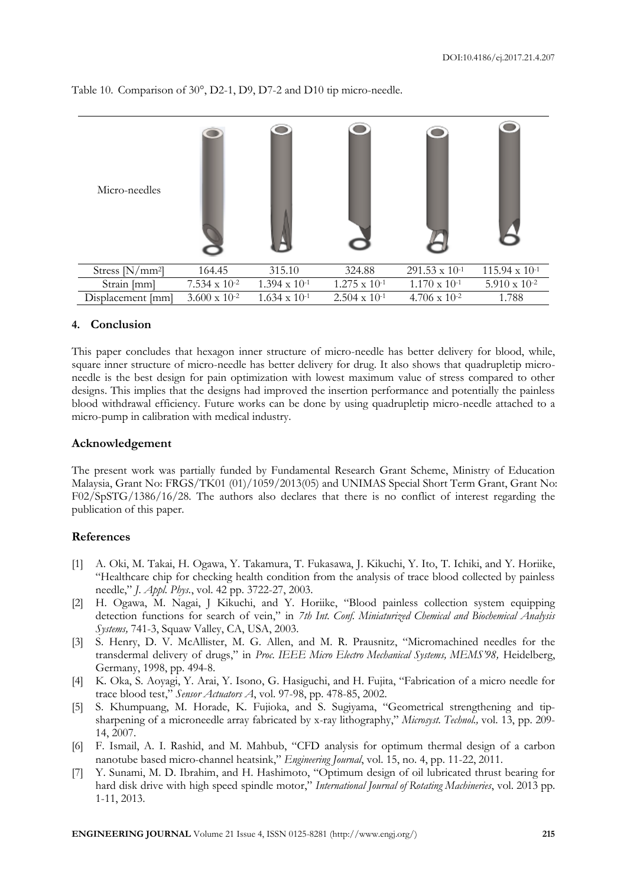Table 10. Comparison of 30°, D2-1, D9, D7-2 and D10 tip micro-needle.

| Micro-needles | | | | | |
|---|---|---|---|---|---|
| Stress [N/mm$^2$] | 164.45 | 315.10 | 324.88 | $291.53 \times 10^{-1}$ | $115.94 \times 10^{-1}$ |
| Strain [mm] | $7.534 \times 10^{-2}$ | $1.394 \times 10^{-1}$ | $1.275 \times 10^{-1}$ | $1.170 \times 10^{-1}$ | $5.910 \times 10^{-2}$ |
| Displacement [mm] | $3.600 \times 10^{-2}$ | $1.634 \times 10^{-1}$ | $2.504 \times 10^{-1}$ | $4.706 \times 10^{-2}$ | 1.788 |

## 4. Conclusion

This paper concludes that hexagon inner structure of micro-needle has better delivery for blood, while, square inner structure of micro-needle has better delivery for drug. It also shows that quadrupletip micro-needle is the best design for pain optimization with lowest maximum value of stress compared to other designs. This implies that the designs had improved the insertion performance and potentially the painless blood withdrawal efficiency. Future works can be done by using quadrupletip micro-needle attached to a micro-pump in calibration with medical industry.

## Acknowledgement

The present work was partially funded by Fundamental Research Grant Scheme, Ministry of Education Malaysia, Grant No: FRGS/TK01 (01)/1059/2013(05) and UNIMAS Special Short Term Grant, Grant No: F02/SpSTG/1386/16/28. The authors also declares that there is no conflict of interest regarding the publication of this paper.

## References

[1] A. Oki, M. Takai, H. Ogawa, Y. Takamura, T. Fukasawa, J. Kikuchi, Y. Ito, T. Ichiki, and Y. Horiike, "Healthcare chip for checking health condition from the analysis of trace blood collected by painless needle," *J. Appl. Phys.*, vol. 42 pp. 3722-27, 2003.

[2] H. Ogawa, M. Nagai, J Kikuchi, and Y. Horiike, "Blood painless collection system equipping detection functions for search of vein," in *7th Int. Conf. Miniaturized Chemical and Biochemical Analysis Systems,* 741-3, Squaw Valley, CA, USA, 2003.

[3] S. Henry, D. V. McAllister, M. G. Allen, and M. R. Prausnitz, "Micromachined needles for the transdermal delivery of drugs," in *Proc. IEEE Micro Electro Mechanical Systems, MEMS'98,* Heidelberg, Germany, 1998, pp. 494-8.

[4] K. Oka, S. Aoyagi, Y. Arai, Y. Isono, G. Hasiguchi, and H. Fujita, "Fabrication of a micro needle for trace blood test," *Sensor Actuators A*, vol. 97-98, pp. 478-85, 2002.

[5] S. Khumpuang, M. Horade, K. Fujioka, and S. Sugiyama, "Geometrical strengthening and tip-sharpening of a microneedle array fabricated by x-ray lithography," *Microsyst. Technol.,* vol. 13, pp. 209-14, 2007.

[6] F. Ismail, A. I. Rashid, and M. Mahbub, "CFD analysis for optimum thermal design of a carbon nanotube based micro-channel heatsink," *Engineering Journal*, vol. 15, no. 4, pp. 11-22, 2011.

[7] Y. Sunami, M. D. Ibrahim, and H. Hashimoto, "Optimum design of oil lubricated thrust bearing for hard disk drive with high speed spindle motor," *International Journal of Rotating Machineries*, vol. 2013 pp. 1-11, 2013.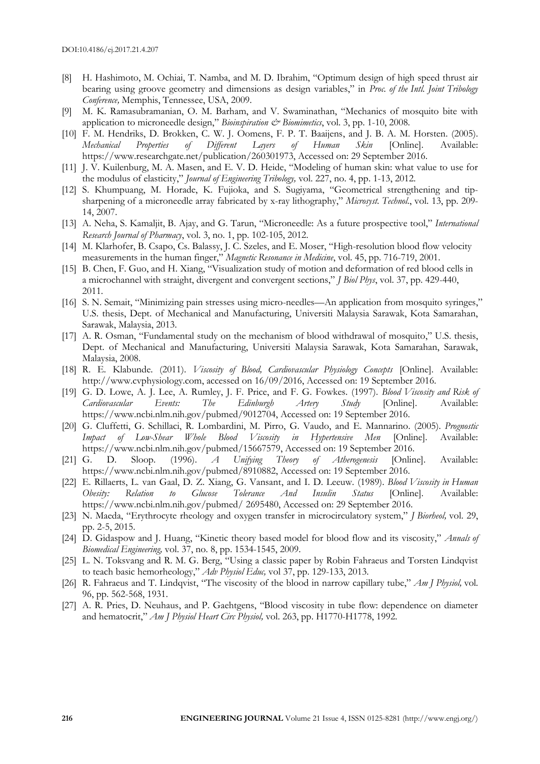[8] H. Hashimoto, M. Ochiai, T. Namba, and M. D. Ibrahim, "Optimum design of high speed thrust air bearing using groove geometry and dimensions as design variables," in *Proc. of the Intl. Joint Tribology Conference,* Memphis, Tennessee, USA, 2009.

[9] M. K. Ramasubramanian, O. M. Barham, and V. Swaminathan, "Mechanics of mosquito bite with application to microneedle design," *Bioinspiration & Biomimetics*, vol. 3, pp. 1-10, 2008.

[10] F. M. Hendriks, D. Brokken, C. W. J. Oomens, F. P. T. Baaijens, and J. B. A. M. Horsten. (2005). *Mechanical Properties of Different Layers of Human Skin* [Online]. Available: https://www.researchgate.net/publication/260301973, Accessed on: 29 September 2016.

[11] J. V. Kuilenburg, M. A. Masen, and E. V. D. Heide, "Modeling of human skin: what value to use for the modulus of elasticity," *Journal of Engineering Tribology,* vol. 227, no. 4, pp. 1-13, 2012.

[12] S. Khumpuang, M. Horade, K. Fujioka, and S. Sugiyama, "Geometrical strengthening and tip-sharpening of a microneedle array fabricated by x-ray lithography," *Microsyst. Technol.*, vol. 13, pp. 209-14, 2007.

[13] A. Neha, S. Kamaljit, B. Ajay, and G. Tarun, "Microneedle: As a future prospective tool," *International Research Journal of Pharmacy*, vol. 3, no. 1, pp. 102-105, 2012.

[14] M. Klarhofer, B. Csapo, Cs. Balassy, J. C. Szeles, and E. Moser, "High-resolution blood flow velocity measurements in the human finger," *Magnetic Resonance in Medicine*, vol. 45, pp. 716-719, 2001.

[15] B. Chen, F. Guo, and H. Xiang, "Visualization study of motion and deformation of red blood cells in a microchannel with straight, divergent and convergent sections," *J Biol Phys*, vol. 37, pp. 429-440, 2011.

[16] S. N. Semait, "Minimizing pain stresses using micro-needles—An application from mosquito syringes," U.S. thesis, Dept. of Mechanical and Manufacturing, Universiti Malaysia Sarawak, Kota Samarahan, Sarawak, Malaysia, 2013.

[17] A. R. Osman, "Fundamental study on the mechanism of blood withdrawal of mosquito," U.S. thesis, Dept. of Mechanical and Manufacturing, Universiti Malaysia Sarawak, Kota Samarahan, Sarawak, Malaysia, 2008.

[18] R. E. Klabunde. (2011). *Viscosity of Blood, Cardiovascular Physiology Concepts* [Online]. Available: http://www.cvphysiology.com, accessed on 16/09/2016, Accessed on: 19 September 2016.

[19] G. D. Lowe, A. J. Lee, A. Rumley, J. F. Price, and F. G. Fowkes. (1997). *Blood Viscosity and Risk of Cardiovascular Events: The Edinburgh Artery Study* [Online]. Available: https://www.ncbi.nlm.nih.gov/pubmed/9012704, Accessed on: 19 September 2016.

[20] G. Cluffetti, G. Schillaci, R. Lombardini, M. Pirro, G. Vaudo, and E. Mannarino. (2005). *Prognostic Impact of Low-Shear Whole Blood Viscosity in Hypertensive Men* [Online]. Available: https://www.ncbi.nlm.nih.gov/pubmed/15667579, Accessed on: 19 September 2016.

[21] G. D. Sloop. (1996). *A Unifying Theory of Atherogenesis* [Online]. Available: https://www.ncbi.nlm.nih.gov/pubmed/8910882, Accessed on: 19 September 2016.

[22] E. Rillaerts, L. van Gaal, D. Z. Xiang, G. Vansant, and I. D. Leeuw. (1989). *Blood Viscosity in Human Obesity: Relation to Glucose Tolerance And Insulin Status* [Online]. Available: https://www.ncbi.nlm.nih.gov/pubmed/ 2695480, Accessed on: 29 September 2016.

[23] N. Maeda, "Erythrocyte rheology and oxygen transfer in microcirculatory system," *J Biorheol,* vol. 29, pp. 2-5, 2015.

[24] D. Gidaspow and J. Huang, "Kinetic theory based model for blood flow and its viscosity," *Annals of Biomedical Engineering,* vol. 37, no. 8, pp. 1534-1545, 2009.

[25] L. N. Toksvang and R. M. G. Berg, "Using a classic paper by Robin Fahraeus and Torsten Lindqvist to teach basic hemorheology," *Adv Physiol Educ,* vol 37, pp. 129-133, 2013.

[26] R. Fahraeus and T. Lindqvist, "The viscosity of the blood in narrow capillary tube," *Am J Physiol,* vol. 96, pp. 562-568, 1931.

[27] A. R. Pries, D. Neuhaus, and P. Gaehtgens, "Blood viscosity in tube flow: dependence on diameter and hematocrit," *Am J Physiol Heart Circ Physiol,* vol. 263, pp. H1770-H1778, 1992.